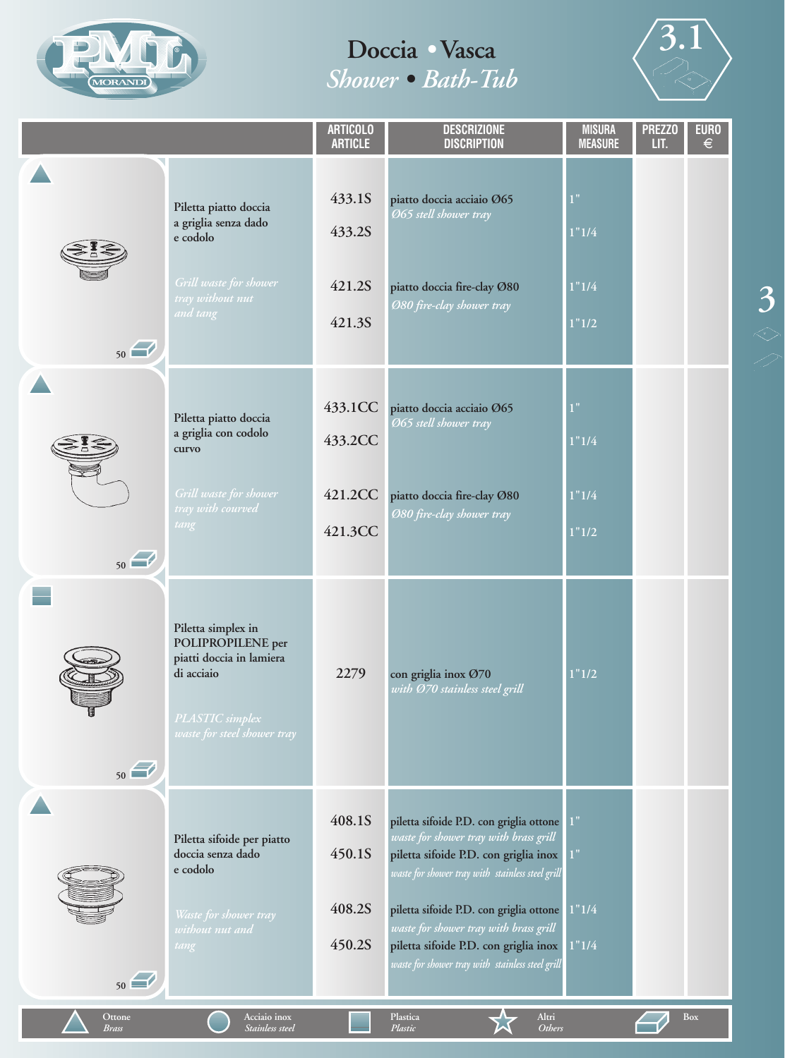# Doccia • Vasca

## *Shower • Bath-Tub*

3.1

| | ARTICOLO ARTICLE | DESCRIZIONE DISCRIPTION | MISURA MEASURE | PREZZO LIT. | EURO € |
|---|---|---|---|---|---|
| Piletta piatto doccia a griglia senza dado e codolo<br>*Grill waste for shower tray without nut and tang* | 433.1S | piatto doccia acciaio Ø65<br>*Ø65 stell shower tray* | 1" | | |
| | 433.2S | | 1"1/4 | | |
| | 421.2S | piatto doccia fire-clay Ø80<br>*Ø80 fire-clay shower tray* | 1"1/4 | | |
| | 421.3S | | 1"1/2 | | |
| Piletta piatto doccia a griglia con codolo curvo<br>*Grill waste for shower tray with courved tang* | 433.1CC | piatto doccia acciaio Ø65<br>*Ø65 stell shower tray* | 1" | | |
| | 433.2CC | | 1"1/4 | | |
| | 421.2CC | piatto doccia fire-clay Ø80<br>*Ø80 fire-clay shower tray* | 1"1/4 | | |
| | 421.3CC | | 1"1/2 | | |
| Piletta simplex in POLIPROPILENE per piatti doccia in lamiera di acciaio<br>*PLASTIC simplex waste for steel shower tray* | 2279 | con griglia inox Ø70<br>*with Ø70 stainless steel grill* | 1"1/2 | | |
| Piletta sifoide per piatto doccia senza dado e codolo<br>*Waste for shower tray without nut and tang* | 408.1S | piletta sifoide P.D. con griglia ottone<br>*waste for shower tray with brass grill* | 1" | | |
| | 450.1S | piletta sifoide P.D. con griglia inox<br>*waste for shower tray with stainless steel grill* | 1" | | |
| | 408.2S | piletta sifoide P.D. con griglia ottone<br>*waste for shower tray with brass grill* | 1"1/4 | | |
| | 450.2S | piletta sifoide P.D. con griglia inox<br>*waste for shower tray with stainless steel grill* | 1"1/4 | | |

Box: 50 (each item)

Ottone *Brass* — Acciaio inox *Stainless steel* — Plastica *Plastic* — Altri *Others* — Box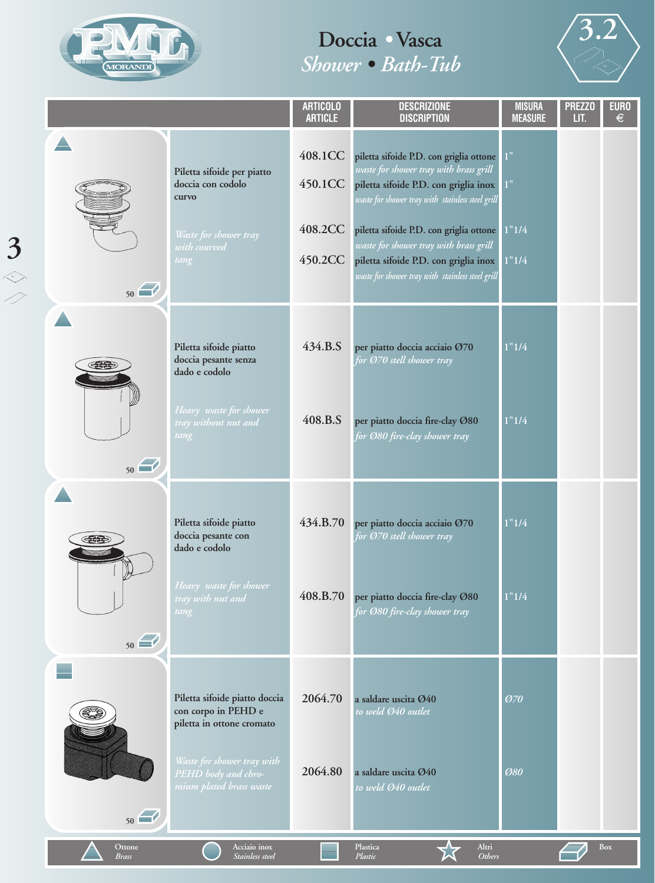# Doccia • Vasca
## *Shower • Bath-Tub*

3.2

| | ARTICOLO / ARTICLE | DESCRIZIONE / DISCRIPTION | MISURA / MEASURE | PREZZO LIT. | EURO € |
|---|---|---|---|---|---|
| Piletta sifoide per piatto doccia con codolo curvo *Waste for shower tray with courved tang* | 408.1CC | piletta sifoide P.D. con griglia ottone *waste for shower tray with brass grill* | 1" | | |
| | 450.1CC | piletta sifoide P.D. con griglia inox *waste for shower tray with stainless steel grill* | 1" | | |
| | 408.2CC | piletta sifoide P.D. con griglia ottone *waste for shower tray with brass grill* | 1"1/4 | | |
| | 450.2CC | piletta sifoide P.D. con griglia inox *waste for shower tray with stainless steel grill* | 1"1/4 | | |
| Piletta sifoide piatto doccia pesante senza dado e codolo *Heavy waste for shower tray without nut and tang* | 434.B.S | per piatto doccia acciaio Ø70 *for Ø70 stell shower tray* | 1"1/4 | | |
| | 408.B.S | per piatto doccia fire-clay Ø80 *for Ø80 fire-clay shower tray* | 1"1/4 | | |
| Piletta sifoide piatto doccia pesante con dado e codolo *Heavy waste for shower tray with nut and tang* | 434.B.70 | per piatto doccia acciaio Ø70 *for Ø70 stell shower tray* | 1"1/4 | | |
| | 408.B.70 | per piatto doccia fire-clay Ø80 *for Ø80 fire-clay shower tray* | 1"1/4 | | |
| Piletta sifoide piatto doccia con corpo in PEHD e piletta in ottone cromato *Waste for shower tray with PEHD body and chromium plated brass waste* | 2064.70 | a saldare uscita Ø40 *to weld Ø40 outlet* | *Ø70* | | |
| | 2064.80 | a saldare uscita Ø40 *to weld Ø40 outlet* | *Ø80* | | |

Box: 50 (each item)

Ottone *Brass* — Acciaio inox *Stainless steel* — Plastica *Plastic* — Altri *Others* — Box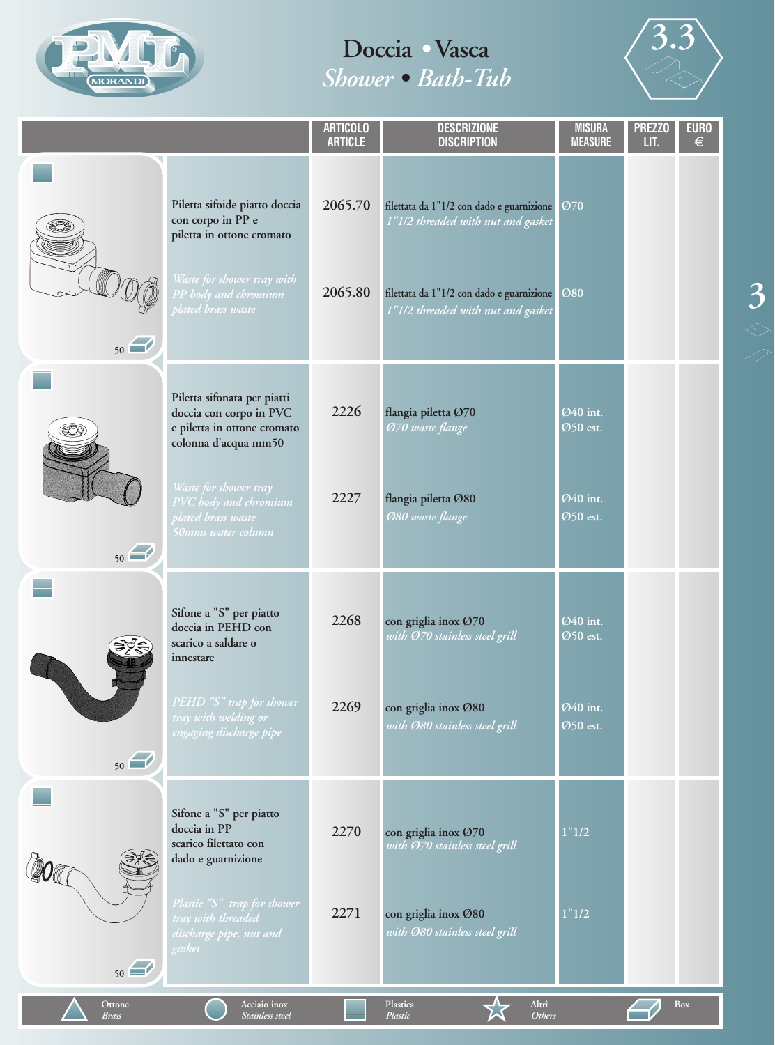# Doccia • Vasca
## *Shower • Bath-Tub*

3.3

| | ARTICOLO / ARTICLE | DESCRIZIONE / DISCRIPTION | MISURA / MEASURE | PREZZO LIT. | EURO € |
|---|---|---|---|---|---|
| Piletta sifoide piatto doccia con corpo in PP e piletta in ottone cromato<br>*Waste for shower tray with PP body and chromium plated brass waste*<br>50 | 2065.70 | filettata da 1"1/2 con dado e guarnizione<br>*1"1/2 threaded with nut and gasket* | Ø70 | | |
| | 2065.80 | filettata da 1"1/2 con dado e guarnizione<br>*1"1/2 threaded with nut and gasket* | Ø80 | | |
| Piletta sifonata per piatti doccia con corpo in PVC e piletta in ottone cromato colonna d'acqua mm50<br>*Waste for shower tray PVC body and chromium plated brass waste 50mms water column*<br>50 | 2226 | flangia piletta Ø70<br>*Ø70 waste flange* | Ø40 int.<br>Ø50 est. | | |
| | 2227 | flangia piletta Ø80<br>*Ø80 waste flange* | Ø40 int.<br>Ø50 est. | | |
| Sifone a "S" per piatto doccia in PEHD con scarico a saldare o innestare<br>*PEHD "S" trap for shower tray with welding or engaging discharge pipe*<br>50 | 2268 | con griglia inox Ø70<br>*with Ø70 stainless steel grill* | Ø40 int.<br>Ø50 est. | | |
| | 2269 | con griglia inox Ø80<br>*with Ø80 stainless steel grill* | Ø40 int.<br>Ø50 est. | | |
| Sifone a "S" per piatto doccia in PP scarico filettato con dado e guarnizione<br>*Plastic "S" trap for shower tray with threaded discharge pipe, nut and gasket*<br>50 | 2270 | con griglia inox Ø70<br>*with Ø70 stainless steel grill* | 1"1/2 | | |
| | 2271 | con griglia inox Ø80<br>*with Ø80 stainless steel grill* | 1"1/2 | | |

Ottone *Brass* — Acciaio inox *Stainless steel* — Plastica *Plastic* — Altri *Others* — Box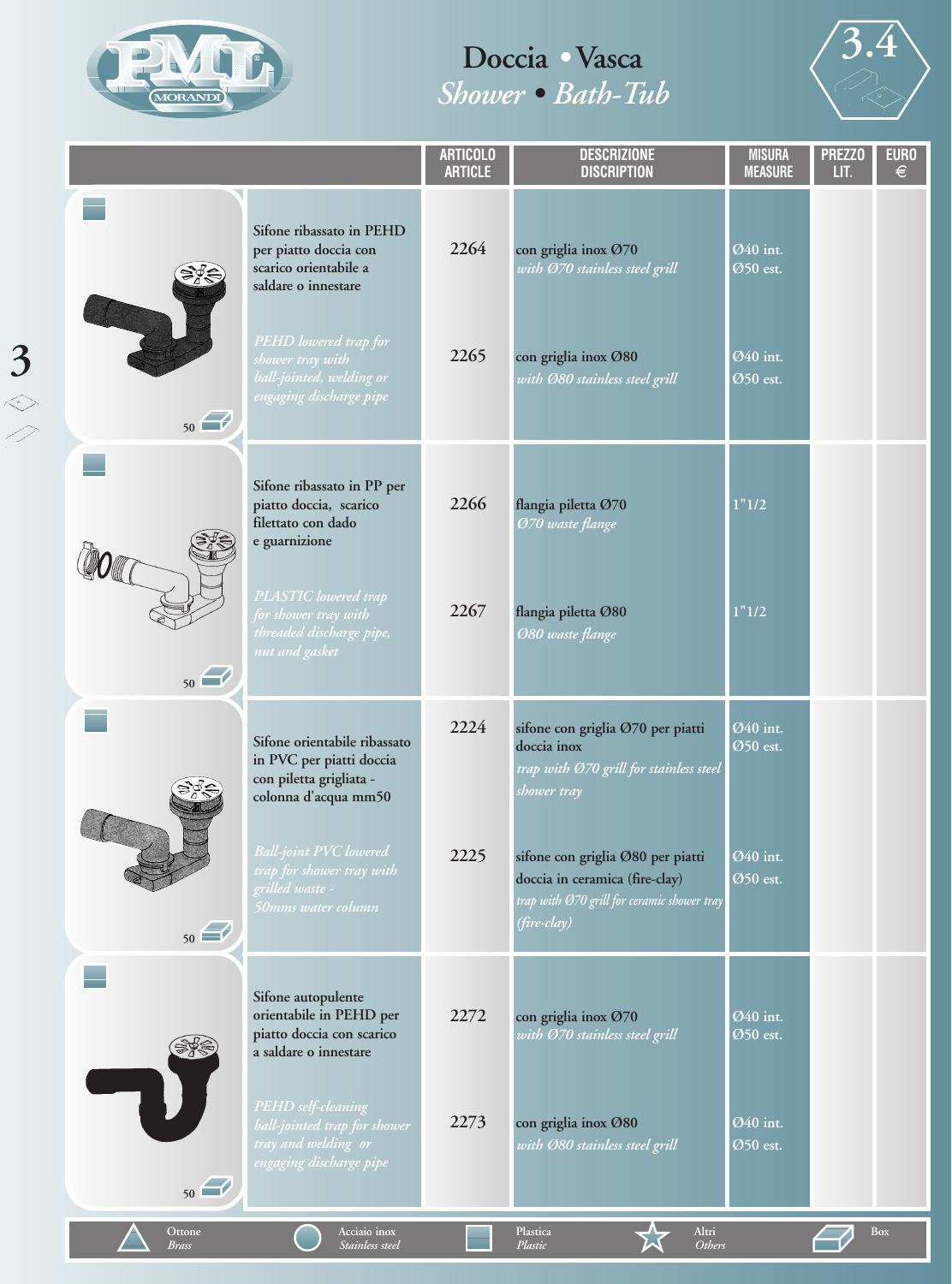# Doccia • Vasca
## *Shower • Bath-Tub*

3.4

| | ARTICOLO / ARTICLE | DESCRIZIONE / DISCRIPTION | MISURA / MEASURE | PREZZO LIT. | EURO € |
|---|---|---|---|---|---|
| Sifone ribassato in PEHD per piatto doccia con scarico orientabile a saldare o innestare<br>*PEHD lowered trap for shower tray with ball-jointed, welding or engaging discharge pipe*<br>50 | 2264 | con griglia inox Ø70<br>*with Ø70 stainless steel grill* | Ø40 int.<br>Ø50 est. | | |
| | 2265 | con griglia inox Ø80<br>*with Ø80 stainless steel grill* | Ø40 int.<br>Ø50 est. | | |
| Sifone ribassato in PP per piatto doccia, scarico filettato con dado e guarnizione<br>*PLASTIC lowered trap for shower tray with threaded discharge pipe, nut and gasket*<br>50 | 2266 | flangia piletta Ø70<br>*Ø70 waste flange* | 1"1/2 | | |
| | 2267 | flangia piletta Ø80<br>*Ø80 waste flange* | 1"1/2 | | |
| Sifone orientabile ribassato in PVC per piatti doccia con piletta grigliata - colonna d'acqua mm50<br>*Ball-joint PVC lowered trap for shower tray with grilled waste - 50mms water column*<br>50 | 2224 | sifone con griglia Ø70 per piatti doccia inox<br>*trap with Ø70 grill for stainless steel shower tray* | Ø40 int.<br>Ø50 est. | | |
| | 2225 | sifone con griglia Ø80 per piatti doccia in ceramica (fire-clay)<br>*trap with Ø70 grill for ceramic shower tray (fire-clay)* | Ø40 int.<br>Ø50 est. | | |
| Sifone autopulente orientabile in PEHD per piatto doccia con scarico a saldare o innestare<br>*PEHD self-cleaning ball-jointed trap for shower tray and welding or engaging discharge pipe*<br>50 | 2272 | con griglia inox Ø70<br>*with Ø70 stainless steel grill* | Ø40 int.<br>Ø50 est. | | |
| | 2273 | con griglia inox Ø80<br>*with Ø80 stainless steel grill* | Ø40 int.<br>Ø50 est. | | |

Ottone *Brass* | Acciaio inox *Stainless steel* | Plastica *Plastic* | Altri *Others* | Box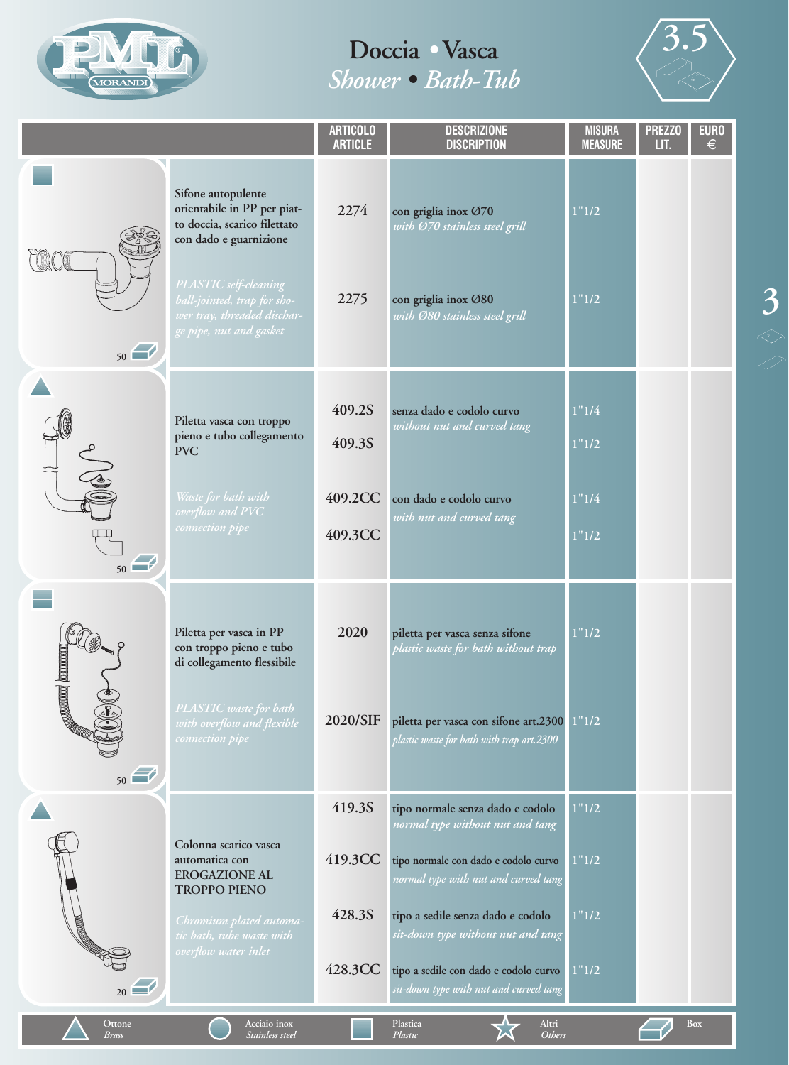# Doccia • Vasca
## *Shower • Bath-Tub*

3.5

| | ARTICOLO ARTICLE | DESCRIZIONE DISCRIPTION | MISURA MEASURE | PREZZO LIT. | EURO € |
|---|---|---|---|---|---|
| **Sifone autopulente orientabile in PP per piatto doccia, scarico filettato con dado e guarnizione** *PLASTIC self-cleaning ball-jointed, trap for shower tray, threaded discharge pipe, nut and gasket* (50) | 2274 | con griglia inox Ø70 *with Ø70 stainless steel grill* | 1"1/2 | | |
| | 2275 | con griglia inox Ø80 *with Ø80 stainless steel grill* | 1"1/2 | | |
| **Piletta vasca con troppo pieno e tubo collegamento PVC** *Waste for bath with overflow and PVC connection pipe* (50) | 409.2S | senza dado e codolo curvo *without nut and curved tang* | 1"1/4 | | |
| | 409.3S | | 1"1/2 | | |
| | 409.2CC | con dado e codolo curvo *with nut and curved tang* | 1"1/4 | | |
| | 409.3CC | | 1"1/2 | | |
| **Piletta per vasca in PP con troppo pieno e tubo di collegamento flessibile** *PLASTIC waste for bath with overflow and flexible connection pipe* (50) | 2020 | piletta per vasca senza sifone *plastic waste for bath without trap* | 1"1/2 | | |
| | 2020/SIF | piletta per vasca con sifone art.2300 *plastic waste for bath with trap art.2300* | 1"1/2 | | |
| **Colonna scarico vasca automatica con EROGAZIONE AL TROPPO PIENO** *Chromium plated automatic bath, tube waste with overflow water inlet* (20) | 419.3S | tipo normale senza dado e codolo *normal type without nut and tang* | 1"1/2 | | |
| | 419.3CC | tipo normale con dado e codolo curvo *normal type with nut and curved tang* | 1"1/2 | | |
| | 428.3S | tipo a sedile senza dado e codolo *sit-down type without nut and tang* | 1"1/2 | | |
| | 428.3CC | tipo a sedile con dado e codolo curvo *sit-down type with nut and curved tang* | 1"1/2 | | |

Ottone *Brass* — Acciaio inox *Stainless steel* — Plastica *Plastic* — Altri *Others* — Box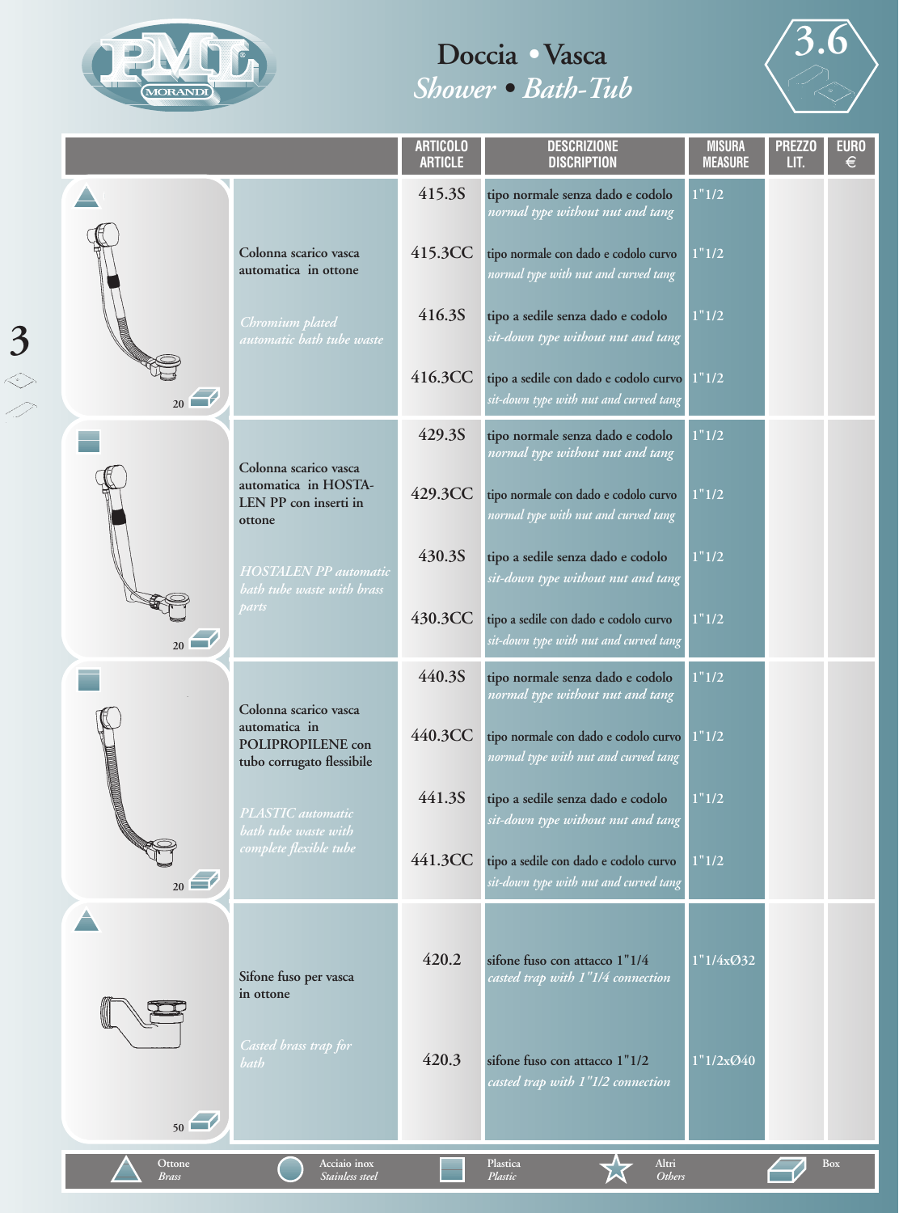# Doccia • Vasca
## *Shower • Bath-Tub*

| | ARTICOLO ARTICLE | DESCRIZIONE DISCRIPTION | MISURA MEASURE | PREZZO LIT. | EURO € |
|---|---|---|---|---|---|
| **Colonna scarico vasca automatica in ottone** *Chromium plated automatic bath tube waste* (Box 20) | 415.3S | tipo normale senza dado e codolo *normal type without nut and tang* | 1"1/2 | | |
| | 415.3CC | tipo normale con dado e codolo curvo *normal type with nut and curved tang* | 1"1/2 | | |
| | 416.3S | tipo a sedile senza dado e codolo *sit-down type without nut and tang* | 1"1/2 | | |
| | 416.3CC | tipo a sedile con dado e codolo curvo *sit-down type with nut and curved tang* | 1"1/2 | | |
| **Colonna scarico vasca automatica in HOSTALEN PP con inserti in ottone** *HOSTALEN PP automatic bath tube waste with brass parts* (Box 20) | 429.3S | tipo normale senza dado e codolo *normal type without nut and tang* | 1"1/2 | | |
| | 429.3CC | tipo normale con dado e codolo curvo *normal type with nut and curved tang* | 1"1/2 | | |
| | 430.3S | tipo a sedile senza dado e codolo *sit-down type without nut and tang* | 1"1/2 | | |
| | 430.3CC | tipo a sedile con dado e codolo curvo *sit-down type with nut and curved tang* | 1"1/2 | | |
| **Colonna scarico vasca automatica in POLIPROPILENE con tubo corrugato flessibile** *PLASTIC automatic bath tube waste with complete flexible tube* (Box 20) | 440.3S | tipo normale senza dado e codolo *normal type without nut and tang* | 1"1/2 | | |
| | 440.3CC | tipo normale con dado e codolo curvo *normal type with nut and curved tang* | 1"1/2 | | |
| | 441.3S | tipo a sedile senza dado e codolo *sit-down type without nut and tang* | 1"1/2 | | |
| | 441.3CC | tipo a sedile con dado e codolo curvo *sit-down type with nut and curved tang* | 1"1/2 | | |
| **Sifone fuso per vasca in ottone** *Casted brass trap for bath* (Box 50) | 420.2 | sifone fuso con attacco 1"1/4 *casted trap with 1"1/4 connection* | 1"1/4xØ32 | | |
| | 420.3 | sifone fuso con attacco 1"1/2 *casted trap with 1"1/2 connection* | 1"1/2xØ40 | | |

Ottone *Brass* — Acciaio inox *Stainless steel* — Plastica *Plastic* — Altri *Others* — Box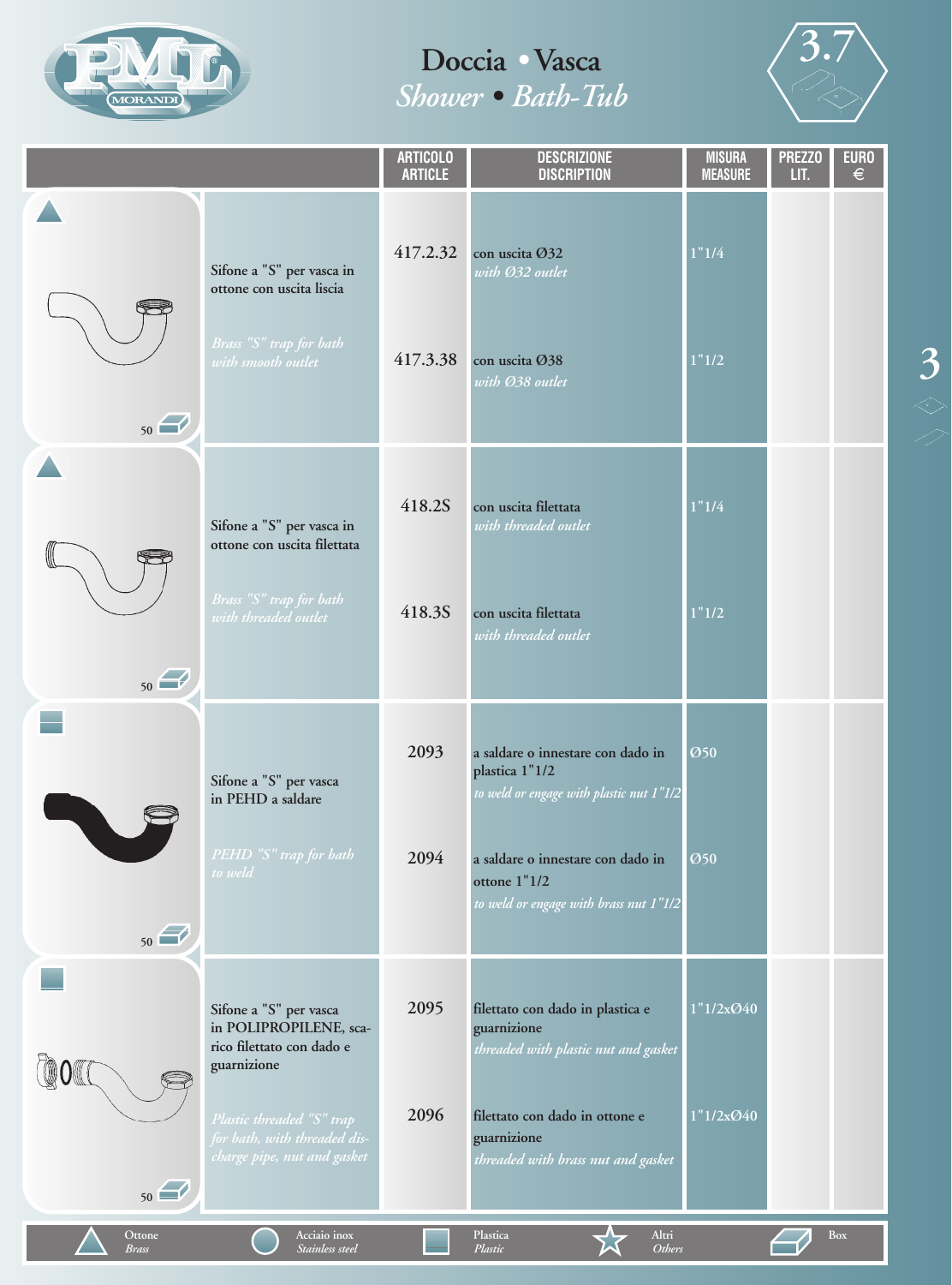# Doccia • Vasca
## *Shower • Bath-Tub*

3.7

| | ARTICOLO<br>ARTICLE | DESCRIZIONE<br>DISCRIPTION | MISURA<br>MEASURE | PREZZO<br>LIT. | EURO<br>€ |
|---|---|---|---|---|---|
| Sifone a "S" per vasca in ottone con uscita liscia<br>*Brass "S" trap for bath with smooth outlet*<br>50 | 417.2.32 | con uscita Ø32<br>*with Ø32 outlet* | 1"1/4 | | |
| | 417.3.38 | con uscita Ø38<br>*with Ø38 outlet* | 1"1/2 | | |
| Sifone a "S" per vasca in ottone con uscita filettata<br>*Brass "S" trap for bath with threaded outlet*<br>50 | 418.2S | con uscita filettata<br>*with threaded outlet* | 1"1/4 | | |
| | 418.3S | con uscita filettata<br>*with threaded outlet* | 1"1/2 | | |
| Sifone a "S" per vasca in PEHD a saldare<br>*PEHD "S" trap for bath to weld*<br>50 | 2093 | a saldare o innestare con dado in plastica 1"1/2<br>*to weld or engage with plastic nut 1"1/2* | Ø50 | | |
| | 2094 | a saldare o innestare con dado in ottone 1"1/2<br>*to weld or engage with brass nut 1"1/2* | Ø50 | | |
| Sifone a "S" per vasca in POLIPROPILENE, scarico filettato con dado e guarnizione<br>*Plastic threaded "S" trap for bath, with threaded discharge pipe, nut and gasket*<br>50 | 2095 | filettato con dado in plastica e guarnizione<br>*threaded with plastic nut and gasket* | 1"1/2xØ40 | | |
| | 2096 | filettato con dado in ottone e guarnizione<br>*threaded with brass nut and gasket* | 1"1/2xØ40 | | |

Ottone *Brass* — Acciaio inox *Stainless steel* — Plastica *Plastic* — Altri *Others* — Box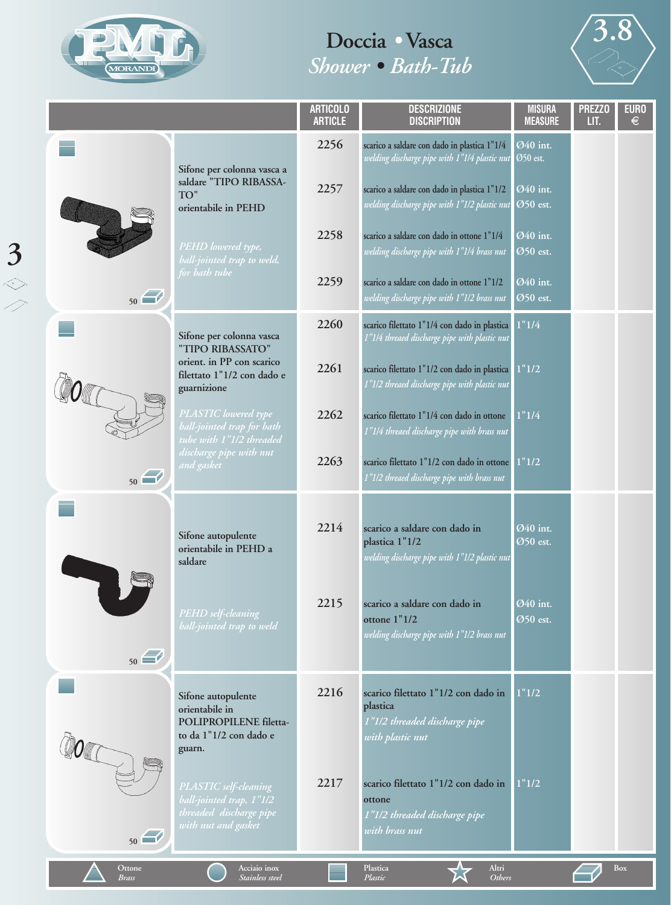# Doccia • Vasca
## *Shower • Bath-Tub*

3.8

| | ARTICOLO ARTICLE | DESCRIZIONE DISCRIPTION | MISURA MEASURE | PREZZO LIT. | EURO € |
|---|---|---|---|---|---|
| **Sifone per colonna vasca a saldare "TIPO RIBASSATO" orientabile in PEHD** *PEHD lowered type, ball-jointed trap to weld, for bath tube* (50) | 2256 | scarico a saldare con dado in plastica 1"1/4 *welding discharge pipe with 1"1/4 plastic nut* | Ø40 int. Ø50 est. | | |
| | 2257 | scarico a saldare con dado in plastica 1"1/2 *welding discharge pipe with 1"1/2 plastic nut* | Ø40 int. Ø50 est. | | |
| | 2258 | scarico a saldare con dado in ottone 1"1/4 *welding discharge pipe with 1"1/4 brass nut* | Ø40 int. Ø50 est. | | |
| | 2259 | scarico a saldare con dado in ottone 1"1/2 *welding discharge pipe with 1"1/2 brass nut* | Ø40 int. Ø50 est. | | |
| **Sifone per colonna vasca "TIPO RIBASSATO" orient. in PP con scarico filettato 1"1/2 con dado e guarnizione** *PLASTIC lowered type ball-jointed trap for bath tube with 1"1/2 threaded discharge pipe with nut and gasket* (50) | 2260 | scarico filettato 1"1/4 con dado in plastica *1"1/4 threaed discharge pipe with plastic nut* | 1"1/4 | | |
| | 2261 | scarico filettato 1"1/2 con dado in plastica *1"1/2 threaed discharge pipe with plastic nut* | 1"1/2 | | |
| | 2262 | scarico filettato 1"1/4 con dado in ottone *1"1/4 threaed discharge pipe with brass nut* | 1"1/4 | | |
| | 2263 | scarico filettato 1"1/2 con dado in ottone *1"1/2 threaed discharge pipe with brass nut* | 1"1/2 | | |
| **Sifone autopulente orientabile in PEHD a saldare** *PEHD self-cleaning ball-jointed trap to weld* (50) | 2214 | scarico a saldare con dado in plastica 1"1/2 *welding discharge pipe with 1"1/2 plastic nut* | Ø40 int. Ø50 est. | | |
| | 2215 | scarico a saldare con dado in ottone 1"1/2 *welding discharge pipe with 1"1/2 brass nut* | Ø40 int. Ø50 est. | | |
| **Sifone autopulente orientabile in POLIPROPILENE filettato da 1"1/2 con dado e guarn.** *PLASTIC self-cleaning ball-jointed trap, 1"1/2 threaded discharge pipe with nut and gasket* (50) | 2216 | scarico filettato 1"1/2 con dado in plastica *1"1/2 threaded discharge pipe with plastic nut* | 1"1/2 | | |
| | 2217 | scarico filettato 1"1/2 con dado in ottone *1"1/2 threaded discharge pipe with brass nut* | 1"1/2 | | |

Ottone *Brass* — Acciaio inox *Stainless steel* — Plastica *Plastic* — Altri *Others* — Box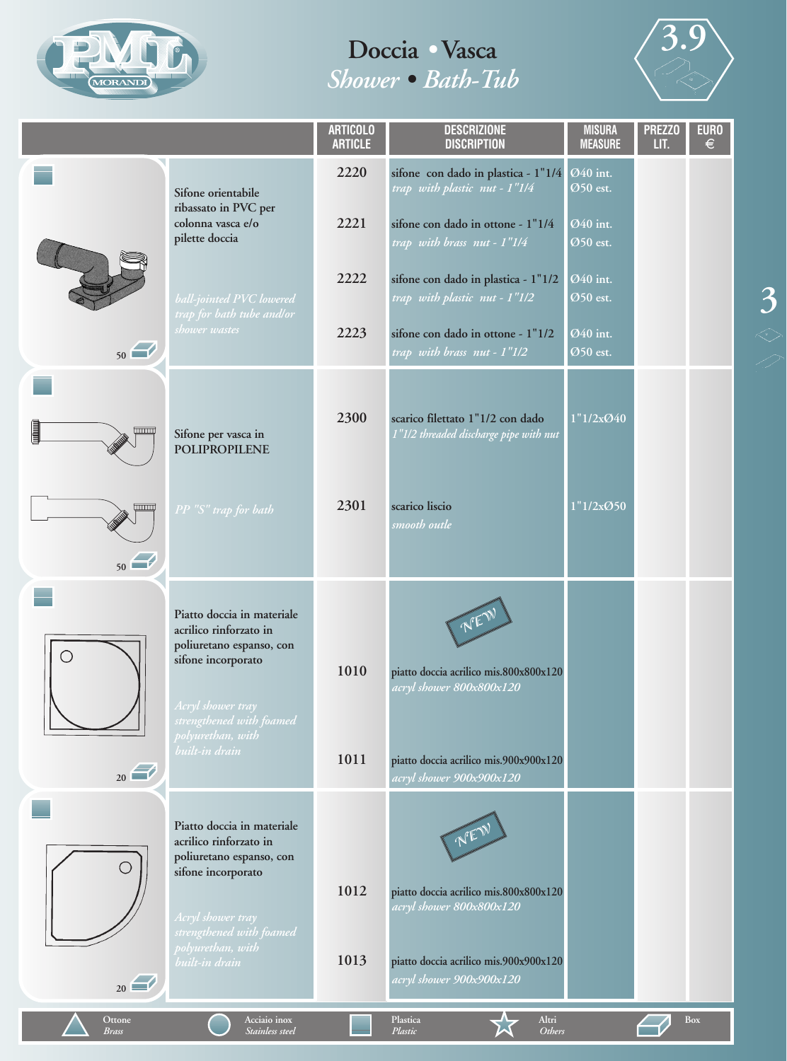# Doccia • Vasca
## *Shower • Bath-Tub*

3.9

| | ARTICOLO / ARTICLE | DESCRIZIONE / DISCRIPTION | MISURA / MEASURE | PREZZO LIT. | EURO € |
|---|---|---|---|---|---|
| Sifone orientabile ribassato in PVC per colonna vasca e/o pilette doccia<br>*ball-jointed PVC lowered trap for bath tube and/or shower wastes*<br>50 | 2220 | sifone con dado in plastica - 1"1/4<br>*trap with plastic nut - 1"1/4* | Ø40 int.<br>Ø50 est. | | |
| | 2221 | sifone con dado in ottone - 1"1/4<br>*trap with brass nut - 1"1/4* | Ø40 int.<br>Ø50 est. | | |
| | 2222 | sifone con dado in plastica - 1"1/2<br>*trap with plastic nut - 1"1/2* | Ø40 int.<br>Ø50 est. | | |
| | 2223 | sifone con dado in ottone - 1"1/2<br>*trap with brass nut - 1"1/2* | Ø40 int.<br>Ø50 est. | | |
| Sifone per vasca in POLIPROPILENE<br>*PP "S" trap for bath*<br>50 | 2300 | scarico filettato 1"1/2 con dado<br>*1"1/2 threaded discharge pipe with nut* | 1"1/2xØ40 | | |
| | 2301 | scarico liscio<br>*smooth outle* | 1"1/2xØ50 | | |
| Piatto doccia in materiale acrilico rinforzato in poliuretano espanso, con sifone incorporato<br>*Acryl shower tray strengthened with foamed polyurethan, with built-in drain*<br>20 | 1010 | NEW<br>piatto doccia acrilico mis.800x800x120<br>*acryl shower 800x800x120* | | | |
| | 1011 | piatto doccia acrilico mis.900x900x120<br>*acryl shower 900x900x120* | | | |
| Piatto doccia in materiale acrilico rinforzato in poliuretano espanso, con sifone incorporato<br>*Acryl shower tray strengthened with foamed polyurethan, with built-in drain*<br>20 | 1012 | NEW<br>piatto doccia acrilico mis.800x800x120<br>*acryl shower 800x800x120* | | | |
| | 1013 | piatto doccia acrilico mis.900x900x120<br>*acryl shower 900x900x120* | | | |

Ottone *Brass* · Acciaio inox *Stainless steel* · Plastica *Plastic* · Altri *Others* · Box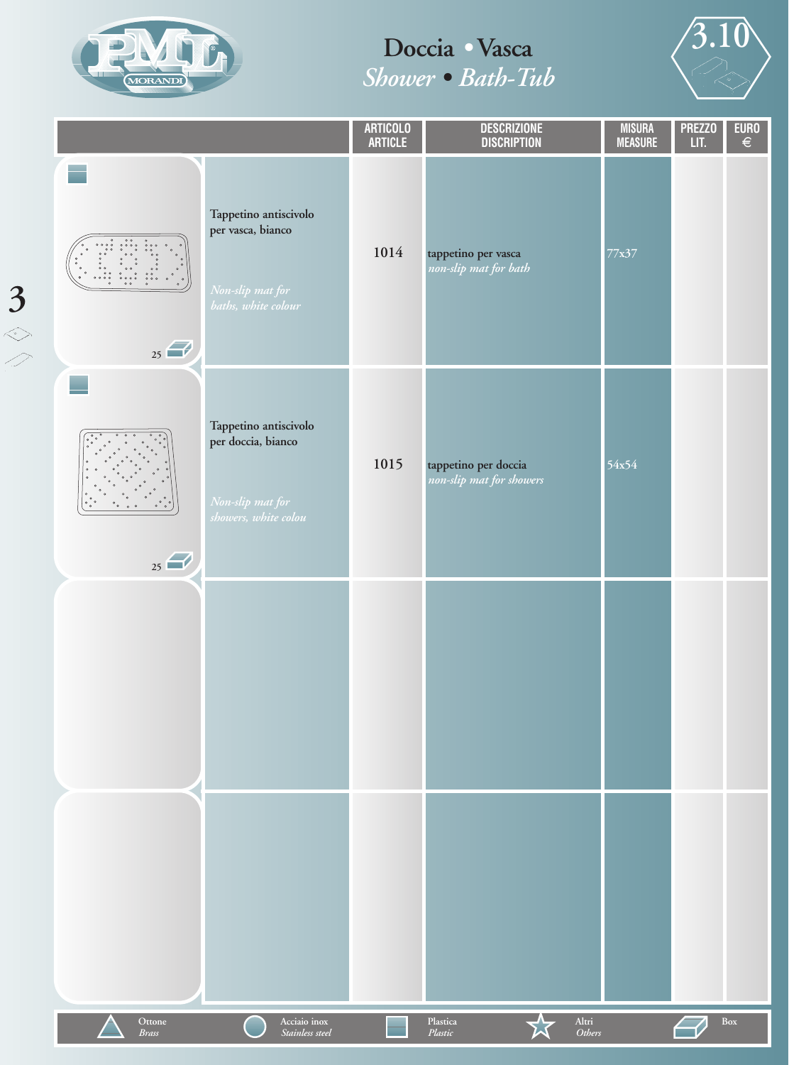# Doccia • Vasca
## *Shower • Bath-Tub*

3.10

| | | ARTICOLO ARTICLE | DESCRIZIONE DISCRIPTION | MISURA MEASURE | PREZZO LIT. | EURO € |
|---|---|---|---|---|---|---|
| 25 | **Tappetino antiscivolo per vasca, bianco** *Non-slip mat for baths, white colour* | 1014 | tappetino per vasca *non-slip mat for bath* | 77x37 | | |
| 25 | **Tappetino antiscivolo per doccia, bianco** *Non-slip mat for showers, white colou* | 1015 | tappetino per doccia *non-slip mat for showers* | 54x54 | | |
| | | | | | | |
| | | | | | | |

Ottone *Brass* — Acciaio inox *Stainless steel* — Plastica *Plastic* — Altri *Others* — Box